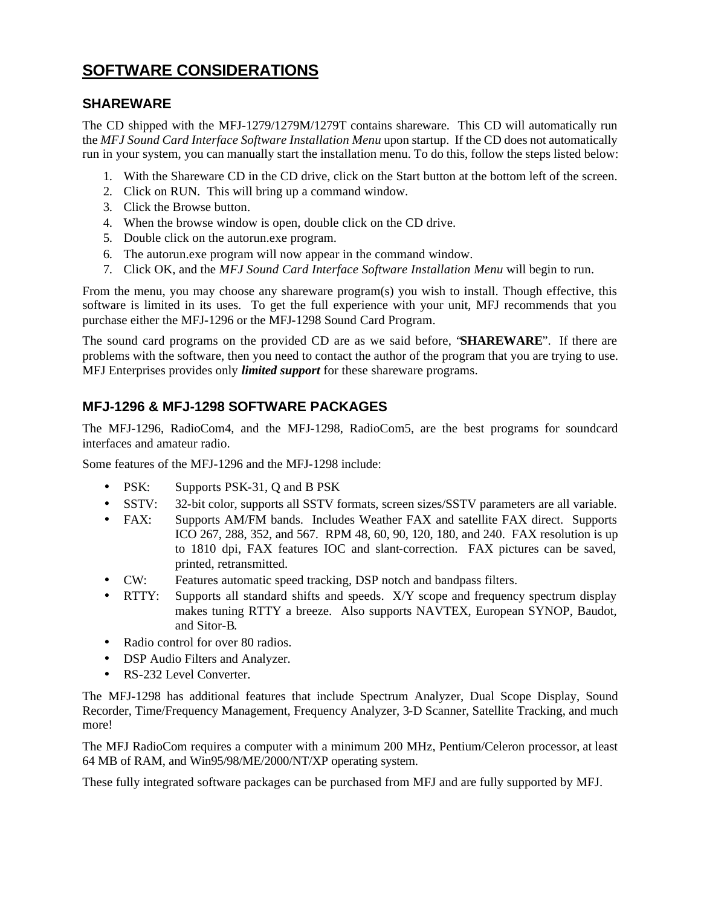# SOFTWARE CONSIDERATIONS

## SHAREWARE

The CD shipped with the MFJ-1279/1279M/1279T contains shareware. This CD will automatically run the *MFJ Sound Card Interface Software Installation Menu* upon startup. If the CD does not automatically run in your system, you can manually start the installation menu. To do this, follow the steps listed below:

1. With the Shareware CD in the CD drive, click on the Start button at the bottom left of the screen.
2. Click on RUN. This will bring up a command window.
3. Click the Browse button.
4. When the browse window is open, double click on the CD drive.
5. Double click on the autorun.exe program.
6. The autorun.exe program will now appear in the command window.
7. Click OK, and the *MFJ Sound Card Interface Software Installation Menu* will begin to run.

From the menu, you may choose any shareware program(s) you wish to install. Though effective, this software is limited in its uses. To get the full experience with your unit, MFJ recommends that you purchase either the MFJ-1296 or the MFJ-1298 Sound Card Program.

The sound card programs on the provided CD are as we said before, "**SHAREWARE**". If there are problems with the software, then you need to contact the author of the program that you are trying to use. MFJ Enterprises provides only ***limited support*** for these shareware programs.

## MFJ-1296 & MFJ-1298 SOFTWARE PACKAGES

The MFJ-1296, RadioCom4, and the MFJ-1298, RadioCom5, are the best programs for soundcard interfaces and amateur radio.

Some features of the MFJ-1296 and the MFJ-1298 include:

- PSK: Supports PSK-31, Q and B PSK
- SSTV: 32-bit color, supports all SSTV formats, screen sizes/SSTV parameters are all variable.
- FAX: Supports AM/FM bands. Includes Weather FAX and satellite FAX direct. Supports ICO 267, 288, 352, and 567. RPM 48, 60, 90, 120, 180, and 240. FAX resolution is up to 1810 dpi, FAX features IOC and slant-correction. FAX pictures can be saved, printed, retransmitted.
- CW: Features automatic speed tracking, DSP notch and bandpass filters.
- RTTY: Supports all standard shifts and speeds. X/Y scope and frequency spectrum display makes tuning RTTY a breeze. Also supports NAVTEX, European SYNOP, Baudot, and Sitor-B.
- Radio control for over 80 radios.
- DSP Audio Filters and Analyzer.
- RS-232 Level Converter.

The MFJ-1298 has additional features that include Spectrum Analyzer, Dual Scope Display, Sound Recorder, Time/Frequency Management, Frequency Analyzer, 3-D Scanner, Satellite Tracking, and much more!

The MFJ RadioCom requires a computer with a minimum 200 MHz, Pentium/Celeron processor, at least 64 MB of RAM, and Win95/98/ME/2000/NT/XP operating system.

These fully integrated software packages can be purchased from MFJ and are fully supported by MFJ.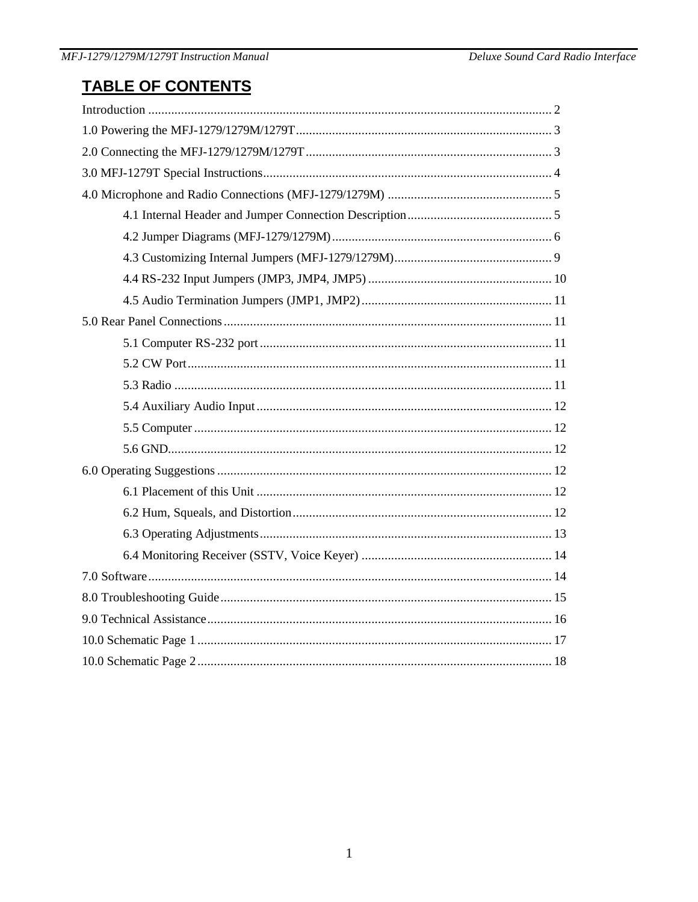# TABLE OF CONTENTS

Introduction .......................................................................................................................... 2

1.0 Powering the MFJ-1279/1279M/1279T.............................................................................. 3

2.0 Connecting the MFJ-1279/1279M/1279T........................................................................... 3

3.0 MFJ-1279T Special Instructions........................................................................................ 4

4.0 Microphone and Radio Connections (MFJ-1279/1279M) .................................................. 5

    4.1 Internal Header and Jumper Connection Description............................................ 5

    4.2 Jumper Diagrams (MFJ-1279/1279M)................................................................... 6

    4.3 Customizing Internal Jumpers (MFJ-1279/1279M)................................................ 9

    4.4 RS-232 Input Jumpers (JMP3, JMP4, JMP5) ........................................................ 10

    4.5 Audio Termination Jumpers (JMP1, JMP2).......................................................... 11

5.0 Rear Panel Connections.................................................................................................... 11

    5.1 Computer RS-232 port......................................................................................... 11

    5.2 CW Port............................................................................................................... 11

    5.3 Radio ................................................................................................................... 11

    5.4 Auxiliary Audio Input.......................................................................................... 12

    5.5 Computer ............................................................................................................. 12

    5.6 GND..................................................................................................................... 12

6.0 Operating Suggestions ...................................................................................................... 12

    6.1 Placement of this Unit .......................................................................................... 12

    6.2 Hum, Squeals, and Distortion............................................................................... 12

    6.3 Operating Adjustments......................................................................................... 13

    6.4 Monitoring Receiver (SSTV, Voice Keyer) .......................................................... 14

7.0 Software.............................................................................................................................. 14

8.0 Troubleshooting Guide...................................................................................................... 15

9.0 Technical Assistance.......................................................................................................... 16

10.0 Schematic Page 1............................................................................................................. 17

10.0 Schematic Page 2............................................................................................................. 18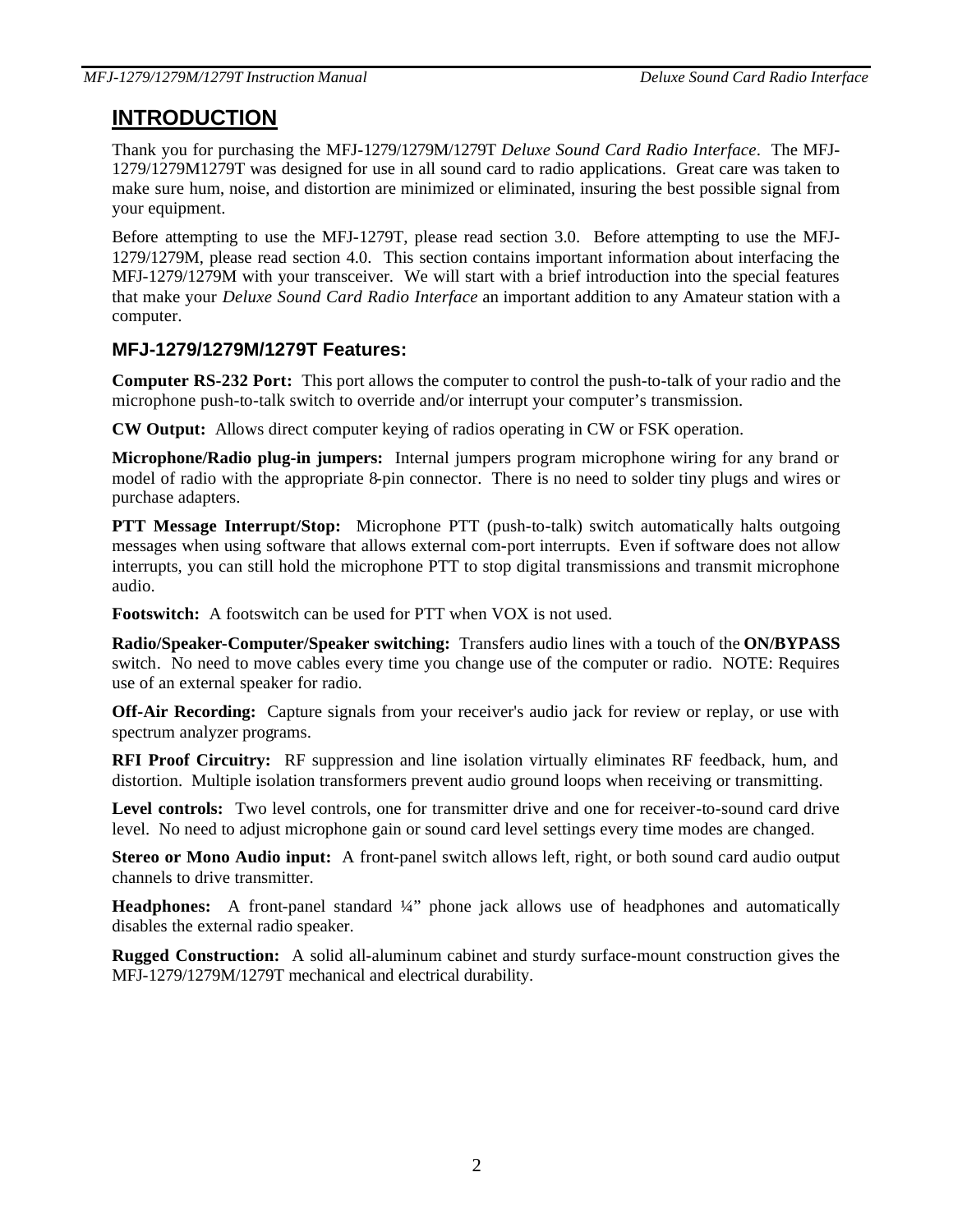# INTRODUCTION

Thank you for purchasing the MFJ-1279/1279M/1279T *Deluxe Sound Card Radio Interface*. The MFJ-1279/1279M1279T was designed for use in all sound card to radio applications. Great care was taken to make sure hum, noise, and distortion are minimized or eliminated, insuring the best possible signal from your equipment.

Before attempting to use the MFJ-1279T, please read section 3.0. Before attempting to use the MFJ-1279/1279M, please read section 4.0. This section contains important information about interfacing the MFJ-1279/1279M with your transceiver. We will start with a brief introduction into the special features that make your *Deluxe Sound Card Radio Interface* an important addition to any Amateur station with a computer.

## MFJ-1279/1279M/1279T Features:

**Computer RS-232 Port:** This port allows the computer to control the push-to-talk of your radio and the microphone push-to-talk switch to override and/or interrupt your computer's transmission.

**CW Output:** Allows direct computer keying of radios operating in CW or FSK operation.

**Microphone/Radio plug-in jumpers:** Internal jumpers program microphone wiring for any brand or model of radio with the appropriate 8-pin connector. There is no need to solder tiny plugs and wires or purchase adapters.

**PTT Message Interrupt/Stop:** Microphone PTT (push-to-talk) switch automatically halts outgoing messages when using software that allows external com-port interrupts. Even if software does not allow interrupts, you can still hold the microphone PTT to stop digital transmissions and transmit microphone audio.

**Footswitch:** A footswitch can be used for PTT when VOX is not used.

**Radio/Speaker-Computer/Speaker switching:** Transfers audio lines with a touch of the **ON/BYPASS** switch. No need to move cables every time you change use of the computer or radio. NOTE: Requires use of an external speaker for radio.

**Off-Air Recording:** Capture signals from your receiver's audio jack for review or replay, or use with spectrum analyzer programs.

**RFI Proof Circuitry:** RF suppression and line isolation virtually eliminates RF feedback, hum, and distortion. Multiple isolation transformers prevent audio ground loops when receiving or transmitting.

**Level controls:** Two level controls, one for transmitter drive and one for receiver-to-sound card drive level. No need to adjust microphone gain or sound card level settings every time modes are changed.

**Stereo or Mono Audio input:** A front-panel switch allows left, right, or both sound card audio output channels to drive transmitter.

**Headphones:** A front-panel standard ¼" phone jack allows use of headphones and automatically disables the external radio speaker.

**Rugged Construction:** A solid all-aluminum cabinet and sturdy surface-mount construction gives the MFJ-1279/1279M/1279T mechanical and electrical durability.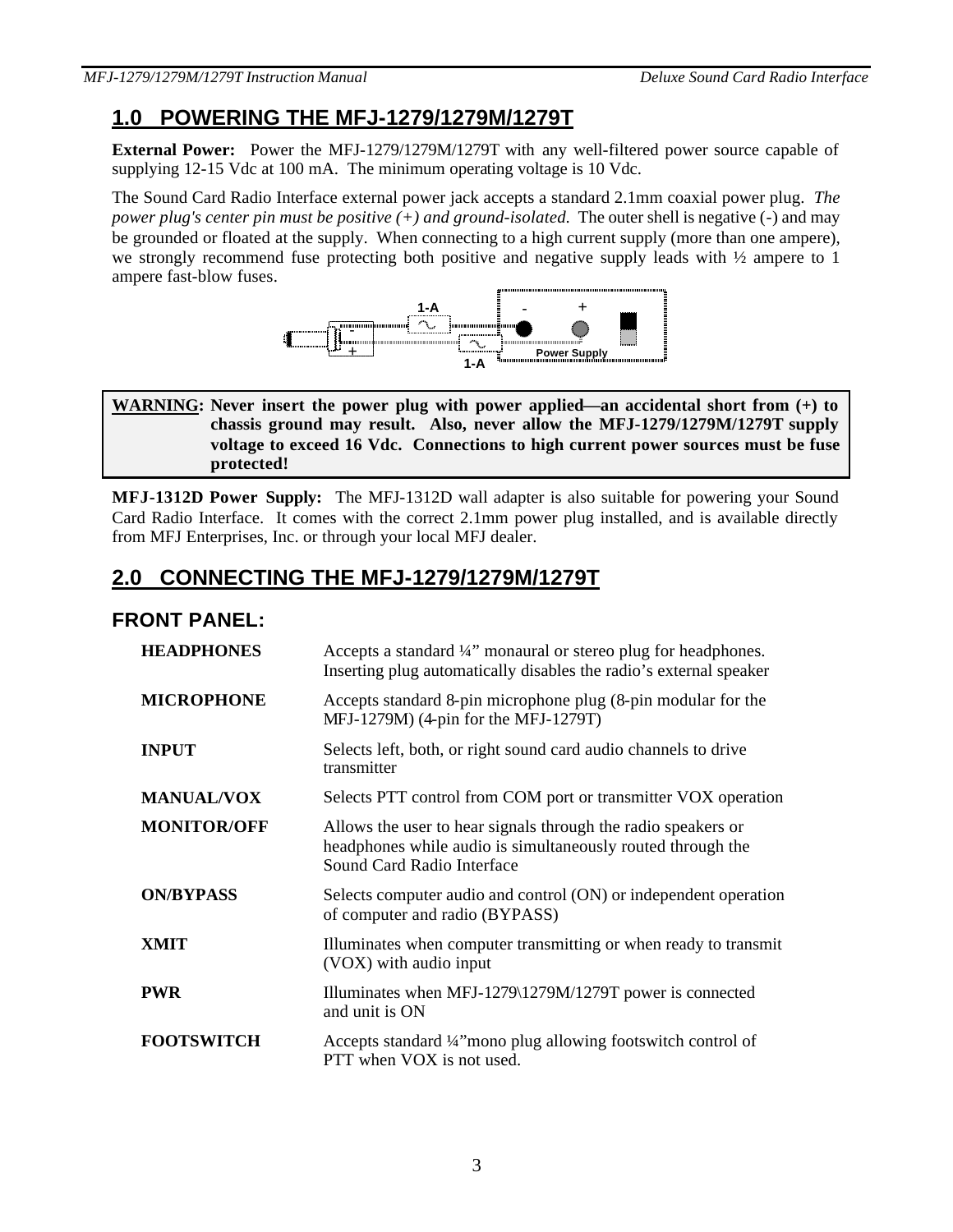## 1.0 POWERING THE MFJ-1279/1279M/1279T

**External Power:** Power the MFJ-1279/1279M/1279T with any well-filtered power source capable of supplying 12-15 Vdc at 100 mA. The minimum operating voltage is 10 Vdc.

The Sound Card Radio Interface external power jack accepts a standard 2.1mm coaxial power plug. *The power plug's center pin must be positive (+) and ground-isolated.* The outer shell is negative (-) and may be grounded or floated at the supply. When connecting to a high current supply (more than one ampere), we strongly recommend fuse protecting both positive and negative supply leads with ½ ampere to 1 ampere fast-blow fuses.

1-A - + Power Supply 1-A

> **WARNING: Never insert the power plug with power applied—an accidental short from (+) to chassis ground may result. Also, never allow the MFJ-1279/1279M/1279T supply voltage to exceed 16 Vdc. Connections to high current power sources must be fuse protected!**

**MFJ-1312D Power Supply:** The MFJ-1312D wall adapter is also suitable for powering your Sound Card Radio Interface. It comes with the correct 2.1mm power plug installed, and is available directly from MFJ Enterprises, Inc. or through your local MFJ dealer.

## 2.0 CONNECTING THE MFJ-1279/1279M/1279T

### FRONT PANEL:

| | |
|---|---|
| **HEADPHONES** | Accepts a standard ¼" monaural or stereo plug for headphones. Inserting plug automatically disables the radio's external speaker |
| **MICROPHONE** | Accepts standard 8-pin microphone plug (8-pin modular for the MFJ-1279M) (4-pin for the MFJ-1279T) |
| **INPUT** | Selects left, both, or right sound card audio channels to drive transmitter |
| **MANUAL/VOX** | Selects PTT control from COM port or transmitter VOX operation |
| **MONITOR/OFF** | Allows the user to hear signals through the radio speakers or headphones while audio is simultaneously routed through the Sound Card Radio Interface |
| **ON/BYPASS** | Selects computer audio and control (ON) or independent operation of computer and radio (BYPASS) |
| **XMIT** | Illuminates when computer transmitting or when ready to transmit (VOX) with audio input |
| **PWR** | Illuminates when MFJ-1279\1279M/1279T power is connected and unit is ON |
| **FOOTSWITCH** | Accepts standard ¼"mono plug allowing footswitch control of PTT when VOX is not used. |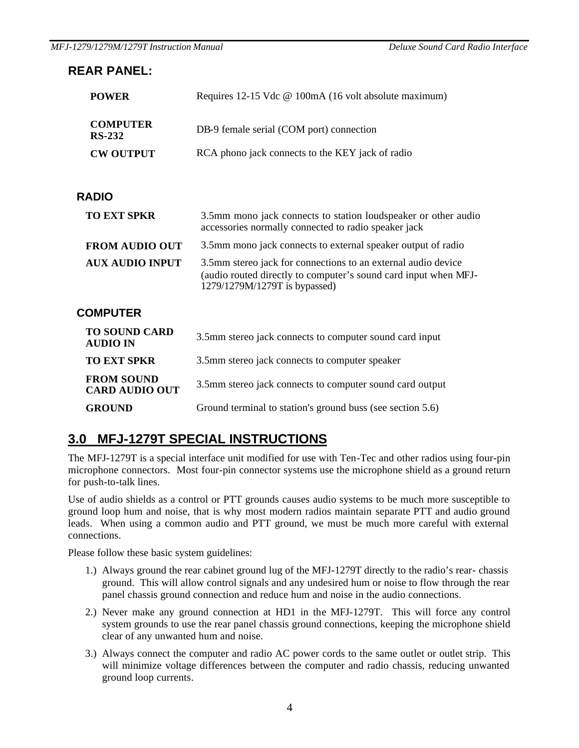## REAR PANEL:

| | |
|---|---|
| **POWER** | Requires 12-15 Vdc @ 100mA (16 volt absolute maximum) |
| **COMPUTER RS-232** | DB-9 female serial (COM port) connection |
| **CW OUTPUT** | RCA phono jack connects to the KEY jack of radio |

### RADIO

| | |
|---|---|
| **TO EXT SPKR** | 3.5mm mono jack connects to station loudspeaker or other audio accessories normally connected to radio speaker jack |
| **FROM AUDIO OUT** | 3.5mm mono jack connects to external speaker output of radio |
| **AUX AUDIO INPUT** | 3.5mm stereo jack for connections to an external audio device (audio routed directly to computer's sound card input when MFJ-1279/1279M/1279T is bypassed) |

### COMPUTER

| | |
|---|---|
| **TO SOUND CARD AUDIO IN** | 3.5mm stereo jack connects to computer sound card input |
| **TO EXT SPKR** | 3.5mm stereo jack connects to computer speaker |
| **FROM SOUND CARD AUDIO OUT** | 3.5mm stereo jack connects to computer sound card output |
| **GROUND** | Ground terminal to station's ground buss (see section 5.6) |

## 3.0 MFJ-1279T SPECIAL INSTRUCTIONS

The MFJ-1279T is a special interface unit modified for use with Ten-Tec and other radios using four-pin microphone connectors. Most four-pin connector systems use the microphone shield as a ground return for push-to-talk lines.

Use of audio shields as a control or PTT grounds causes audio systems to be much more susceptible to ground loop hum and noise, that is why most modern radios maintain separate PTT and audio ground leads. When using a common audio and PTT ground, we must be much more careful with external connections.

Please follow these basic system guidelines:

1.) Always ground the rear cabinet ground lug of the MFJ-1279T directly to the radio's rear- chassis ground. This will allow control signals and any undesired hum or noise to flow through the rear panel chassis ground connection and reduce hum and noise in the audio connections.

2.) Never make any ground connection at HD1 in the MFJ-1279T. This will force any control system grounds to use the rear panel chassis ground connections, keeping the microphone shield clear of any unwanted hum and noise.

3.) Always connect the computer and radio AC power cords to the same outlet or outlet strip. This will minimize voltage differences between the computer and radio chassis, reducing unwanted ground loop currents.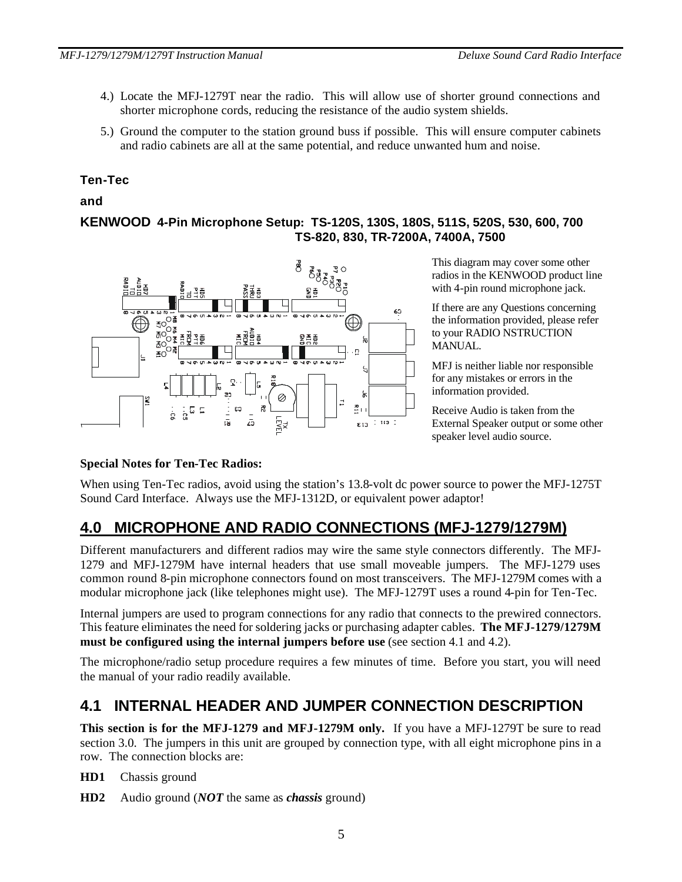4.) Locate the MFJ-1279T near the radio. This will allow use of shorter ground connections and shorter microphone cords, reducing the resistance of the audio system shields.

5.) Ground the computer to the station ground buss if possible. This will ensure computer cabinets and radio cabinets are all at the same potential, and reduce unwanted hum and noise.

### Ten-Tec

### and

### KENWOOD 4-Pin Microphone Setup: TS-120S, 130S, 180S, 511S, 520S, 530, 600, 700 TS-820, 830, TR-7200A, 7400A, 7500

This diagram may cover some other radios in the KENWOOD product line with 4-pin round microphone jack.

If there are any Questions concerning the information provided, please refer to your RADIO NSTRUCTION MANUAL.

MFJ is neither liable nor responsible for any mistakes or errors in the information provided.

Receive Audio is taken from the External Speaker output or some other speaker level audio source.

**Special Notes for Ten-Tec Radios:**

When using Ten-Tec radios, avoid using the station's 13.8-volt dc power source to power the MFJ-1275T Sound Card Interface. Always use the MFJ-1312D, or equivalent power adaptor!

## 4.0 MICROPHONE AND RADIO CONNECTIONS (MFJ-1279/1279M)

Different manufacturers and different radios may wire the same style connectors differently. The MFJ-1279 and MFJ-1279M have internal headers that use small moveable jumpers. The MFJ-1279 uses common round 8-pin microphone connectors found on most transceivers. The MFJ-1279M comes with a modular microphone jack (like telephones might use). The MFJ-1279T uses a round 4-pin for Ten-Tec.

Internal jumpers are used to program connections for any radio that connects to the prewired connectors. This feature eliminates the need for soldering jacks or purchasing adapter cables. **The MFJ-1279/1279M must be configured using the internal jumpers before use** (see section 4.1 and 4.2).

The microphone/radio setup procedure requires a few minutes of time. Before you start, you will need the manual of your radio readily available.

## 4.1 INTERNAL HEADER AND JUMPER CONNECTION DESCRIPTION

**This section is for the MFJ-1279 and MFJ-1279M only.** If you have a MFJ-1279T be sure to read section 3.0. The jumpers in this unit are grouped by connection type, with all eight microphone pins in a row. The connection blocks are:

**HD1** Chassis ground

**HD2** Audio ground (***NOT*** the same as ***chassis*** ground)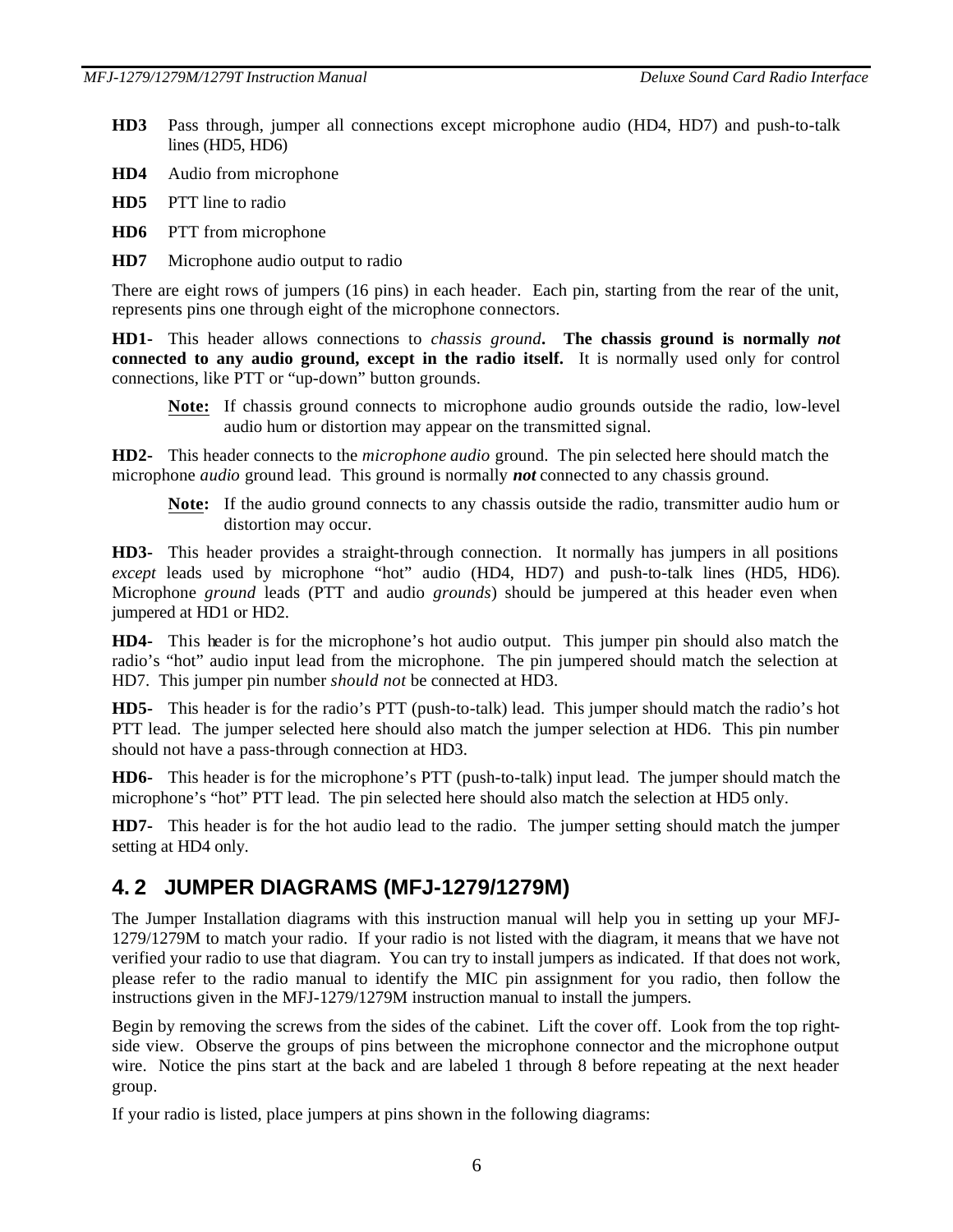**HD3** Pass through, jumper all connections except microphone audio (HD4, HD7) and push-to-talk lines (HD5, HD6)

**HD4** Audio from microphone

**HD5** PTT line to radio

**HD6** PTT from microphone

**HD7** Microphone audio output to radio

There are eight rows of jumpers (16 pins) in each header. Each pin, starting from the rear of the unit, represents pins one through eight of the microphone connectors.

**HD1-** This header allows connections to *chassis ground*. **The chassis ground is normally *not* connected to any audio ground, except in the radio itself.** It is normally used only for control connections, like PTT or "up-down" button grounds.

> **Note:** If chassis ground connects to microphone audio grounds outside the radio, low-level audio hum or distortion may appear on the transmitted signal.

**HD2-** This header connects to the *microphone audio* ground. The pin selected here should match the microphone *audio* ground lead. This ground is normally ***not*** connected to any chassis ground.

> **Note:** If the audio ground connects to any chassis outside the radio, transmitter audio hum or distortion may occur.

**HD3-** This header provides a straight-through connection. It normally has jumpers in all positions *except* leads used by microphone "hot" audio (HD4, HD7) and push-to-talk lines (HD5, HD6). Microphone *ground* leads (PTT and audio *grounds*) should be jumpered at this header even when jumpered at HD1 or HD2.

**HD4-** This header is for the microphone's hot audio output. This jumper pin should also match the radio's "hot" audio input lead from the microphone. The pin jumpered should match the selection at HD7. This jumper pin number *should not* be connected at HD3.

**HD5-** This header is for the radio's PTT (push-to-talk) lead. This jumper should match the radio's hot PTT lead. The jumper selected here should also match the jumper selection at HD6. This pin number should not have a pass-through connection at HD3.

**HD6-** This header is for the microphone's PTT (push-to-talk) input lead. The jumper should match the microphone's "hot" PTT lead. The pin selected here should also match the selection at HD5 only.

**HD7-** This header is for the hot audio lead to the radio. The jumper setting should match the jumper setting at HD4 only.

## 4. 2 JUMPER DIAGRAMS (MFJ-1279/1279M)

The Jumper Installation diagrams with this instruction manual will help you in setting up your MFJ-1279/1279M to match your radio. If your radio is not listed with the diagram, it means that we have not verified your radio to use that diagram. You can try to install jumpers as indicated. If that does not work, please refer to the radio manual to identify the MIC pin assignment for you radio, then follow the instructions given in the MFJ-1279/1279M instruction manual to install the jumpers.

Begin by removing the screws from the sides of the cabinet. Lift the cover off. Look from the top right-side view. Observe the groups of pins between the microphone connector and the microphone output wire. Notice the pins start at the back and are labeled 1 through 8 before repeating at the next header group.

If your radio is listed, place jumpers at pins shown in the following diagrams: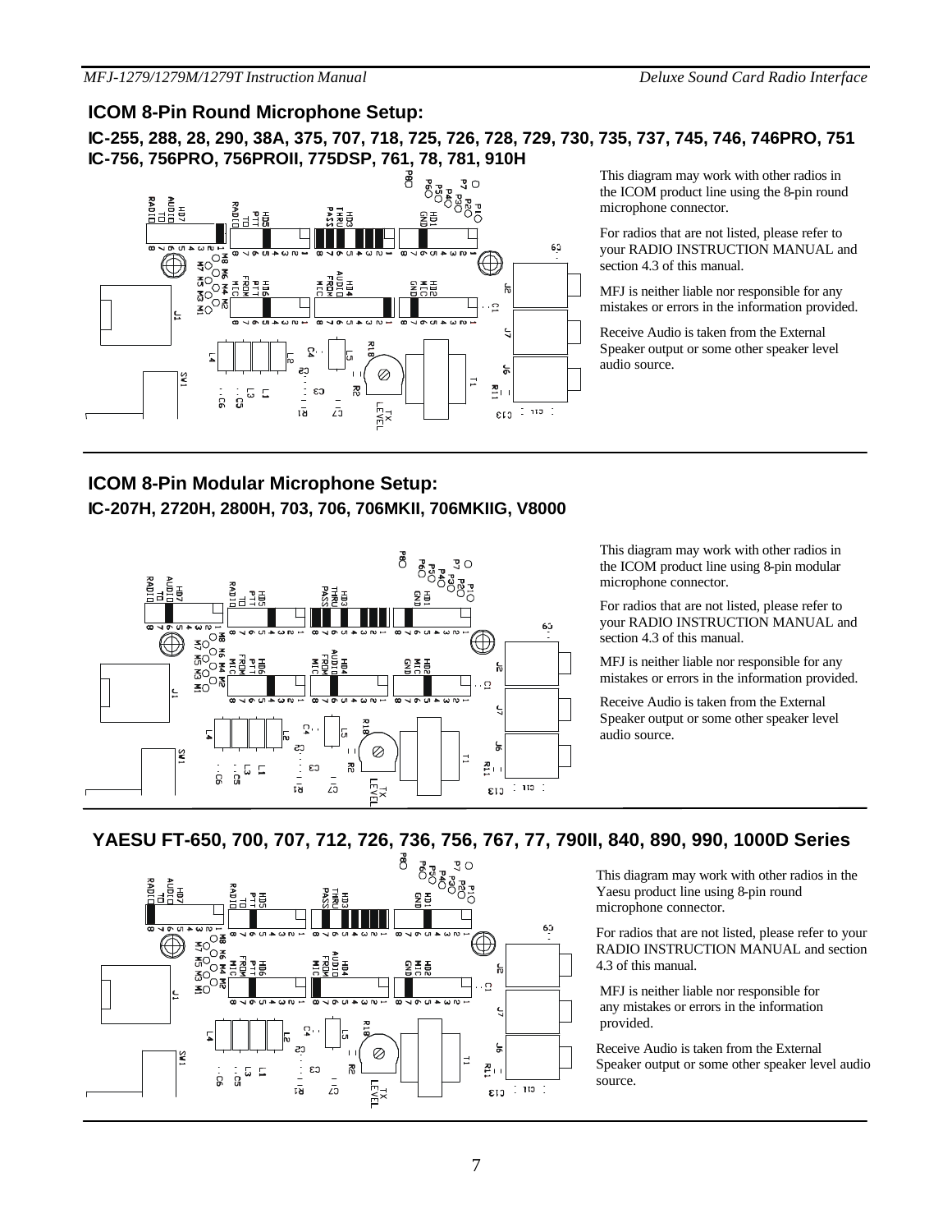## ICOM 8-Pin Round Microphone Setup:

### IC-255, 288, 28, 290, 38A, 375, 707, 718, 725, 726, 728, 729, 730, 735, 737, 745, 746, 746PRO, 751 IC-756, 756PRO, 756PROII, 775DSP, 761, 78, 781, 910H

This diagram may work with other radios in the ICOM product line using the 8-pin round microphone connector.

For radios that are not listed, please refer to your RADIO INSTRUCTION MANUAL and section 4.3 of this manual.

MFJ is neither liable nor responsible for any mistakes or errors in the information provided.

Receive Audio is taken from the External Speaker output or some other speaker level audio source.

## ICOM 8-Pin Modular Microphone Setup:

### IC-207H, 2720H, 2800H, 703, 706, 706MKII, 706MKIIG, V8000

This diagram may work with other radios in the ICOM product line using 8-pin modular microphone connector.

For radios that are not listed, please refer to your RADIO INSTRUCTION MANUAL and section 4.3 of this manual.

MFJ is neither liable nor responsible for any mistakes or errors in the information provided.

Receive Audio is taken from the External Speaker output or some other speaker level audio source.

## YAESU FT-650, 700, 707, 712, 726, 736, 756, 767, 77, 790II, 840, 890, 990, 1000D Series

This diagram may work with other radios in the Yaesu product line using 8-pin round microphone connector.

For radios that are not listed, please refer to your RADIO INSTRUCTION MANUAL and section 4.3 of this manual.

MFJ is neither liable nor responsible for any mistakes or errors in the information provided.

Receive Audio is taken from the External Speaker output or some other speaker level audio source.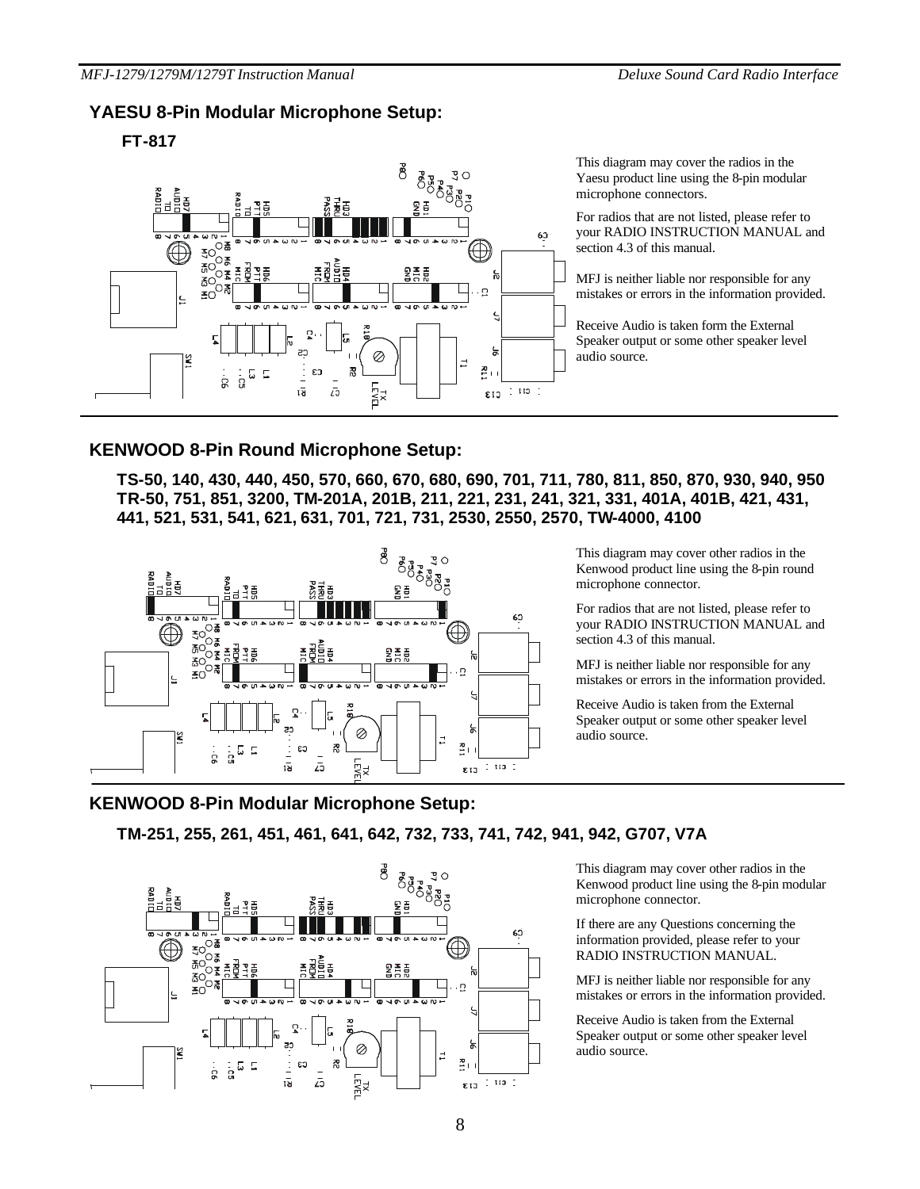## YAESU 8-Pin Modular Microphone Setup:

### FT-817

This diagram may cover the radios in the Yaesu product line using the 8-pin modular microphone connectors.

For radios that are not listed, please refer to your RADIO INSTRUCTION MANUAL and section 4.3 of this manual.

MFJ is neither liable nor responsible for any mistakes or errors in the information provided.

Receive Audio is taken form the External Speaker output or some other speaker level audio source.

## KENWOOD 8-Pin Round Microphone Setup:

**TS-50, 140, 430, 440, 450, 570, 660, 670, 680, 690, 701, 711, 780, 811, 850, 870, 930, 940, 950 TR-50, 751, 851, 3200, TM-201A, 201B, 211, 221, 231, 241, 321, 331, 401A, 401B, 421, 431, 441, 521, 531, 541, 621, 631, 701, 721, 731, 2530, 2550, 2570, TW-4000, 4100**

This diagram may cover other radios in the Kenwood product line using the 8-pin round microphone connector.

For radios that are not listed, please refer to your RADIO INSTRUCTION MANUAL and section 4.3 of this manual.

MFJ is neither liable nor responsible for any mistakes or errors in the information provided.

Receive Audio is taken from the External Speaker output or some other speaker level audio source.

## KENWOOD 8-Pin Modular Microphone Setup:

**TM-251, 255, 261, 451, 461, 641, 642, 732, 733, 741, 742, 941, 942, G707, V7A**

This diagram may cover other radios in the Kenwood product line using the 8-pin modular microphone connector.

If there are any Questions concerning the information provided, please refer to your RADIO INSTRUCTION MANUAL.

MFJ is neither liable nor responsible for any mistakes or errors in the information provided.

Receive Audio is taken from the External Speaker output or some other speaker level audio source.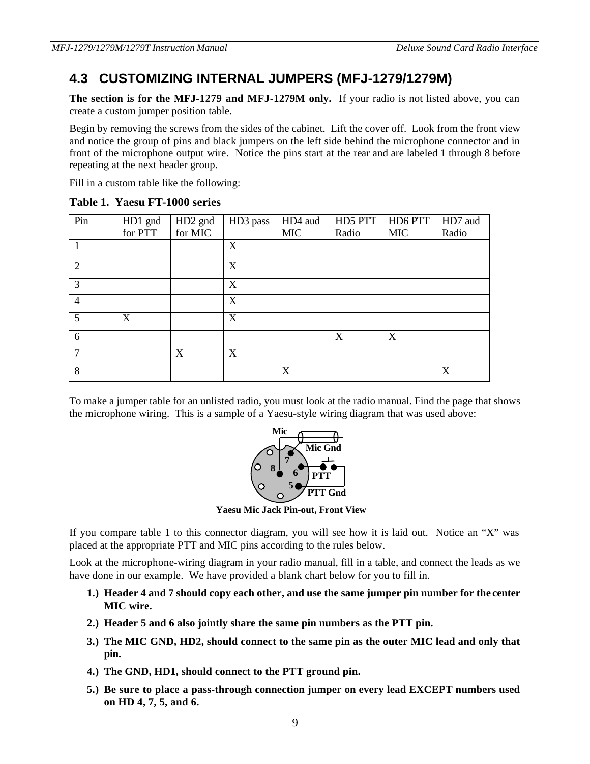## 4.3 CUSTOMIZING INTERNAL JUMPERS (MFJ-1279/1279M)

**The section is for the MFJ-1279 and MFJ-1279M only.** If your radio is not listed above, you can create a custom jumper position table.

Begin by removing the screws from the sides of the cabinet. Lift the cover off. Look from the front view and notice the group of pins and black jumpers on the left side behind the microphone connector and in front of the microphone output wire. Notice the pins start at the rear and are labeled 1 through 8 before repeating at the next header group.

Fill in a custom table like the following:

**Table 1. Yaesu FT-1000 series**

| Pin | HD1 gnd for PTT | HD2 gnd for MIC | HD3 pass | HD4 aud MIC | HD5 PTT Radio | HD6 PTT MIC | HD7 aud Radio |
|---|---|---|---|---|---|---|---|
| 1 | | | X | | | | |
| 2 | | | X | | | | |
| 3 | | | X | | | | |
| 4 | | | X | | | | |
| 5 | X | | X | | | | |
| 6 | | | | | X | X | |
| 7 | | X | X | | | | |
| 8 | | | | X | | | X |

To make a jumper table for an unlisted radio, you must look at the radio manual. Find the page that shows the microphone wiring. This is a sample of a Yaesu-style wiring diagram that was used above:

Mic, Mic Gnd, 7, 8, 6, PTT, 5, PTT Gnd

**Yaesu Mic Jack Pin-out, Front View**

If you compare table 1 to this connector diagram, you will see how it is laid out. Notice an "X" was placed at the appropriate PTT and MIC pins according to the rules below.

Look at the microphone-wiring diagram in your radio manual, fill in a table, and connect the leads as we have done in our example. We have provided a blank chart below for you to fill in.

1.) **Header 4 and 7 should copy each other, and use the same jumper pin number for the center MIC wire.**

2.) **Header 5 and 6 also jointly share the same pin numbers as the PTT pin.**

3.) **The MIC GND, HD2, should connect to the same pin as the outer MIC lead and only that pin.**

4.) **The GND, HD1, should connect to the PTT ground pin.**

5.) **Be sure to place a pass-through connection jumper on every lead EXCEPT numbers used on HD 4, 7, 5, and 6.**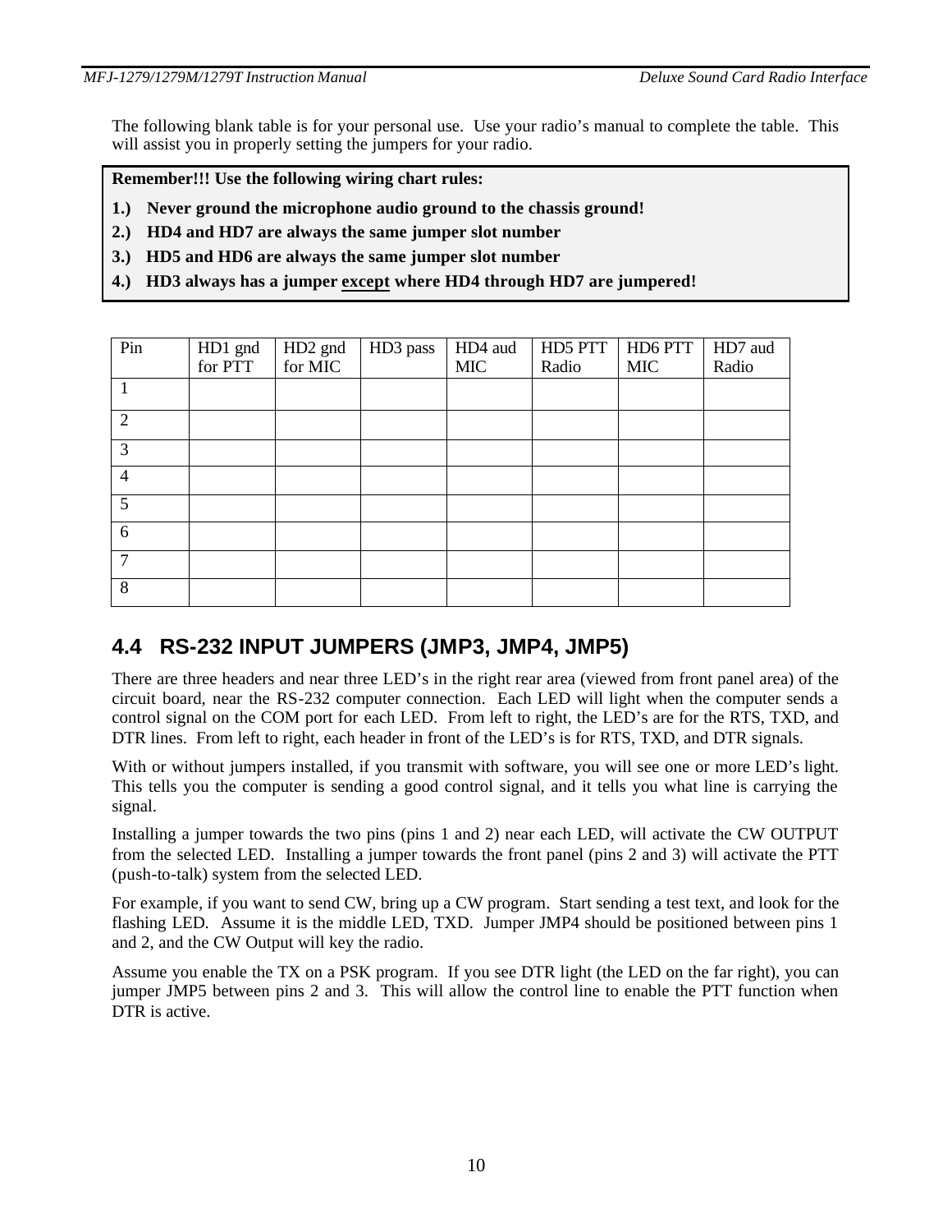The following blank table is for your personal use. Use your radio's manual to complete the table. This will assist you in properly setting the jumpers for your radio.

**Remember!!! Use the following wiring chart rules:**

**1.) Never ground the microphone audio ground to the chassis ground!**

**2.) HD4 and HD7 are always the same jumper slot number**

**3.) HD5 and HD6 are always the same jumper slot number**

**4.) HD3 always has a jumper <u>except</u> where HD4 through HD7 are jumpered!**

| Pin | HD1 gnd for PTT | HD2 gnd for MIC | HD3 pass | HD4 aud MIC | HD5 PTT Radio | HD6 PTT MIC | HD7 aud Radio |
|---|---|---|---|---|---|---|---|
| 1 | | | | | | | |
| 2 | | | | | | | |
| 3 | | | | | | | |
| 4 | | | | | | | |
| 5 | | | | | | | |
| 6 | | | | | | | |
| 7 | | | | | | | |
| 8 | | | | | | | |

## 4.4 RS-232 INPUT JUMPERS (JMP3, JMP4, JMP5)

There are three headers and near three LED's in the right rear area (viewed from front panel area) of the circuit board, near the RS-232 computer connection. Each LED will light when the computer sends a control signal on the COM port for each LED. From left to right, the LED's are for the RTS, TXD, and DTR lines. From left to right, each header in front of the LED's is for RTS, TXD, and DTR signals.

With or without jumpers installed, if you transmit with software, you will see one or more LED's light. This tells you the computer is sending a good control signal, and it tells you what line is carrying the signal.

Installing a jumper towards the two pins (pins 1 and 2) near each LED, will activate the CW OUTPUT from the selected LED. Installing a jumper towards the front panel (pins 2 and 3) will activate the PTT (push-to-talk) system from the selected LED.

For example, if you want to send CW, bring up a CW program. Start sending a test text, and look for the flashing LED. Assume it is the middle LED, TXD. Jumper JMP4 should be positioned between pins 1 and 2, and the CW Output will key the radio.

Assume you enable the TX on a PSK program. If you see DTR light (the LED on the far right), you can jumper JMP5 between pins 2 and 3. This will allow the control line to enable the PTT function when DTR is active.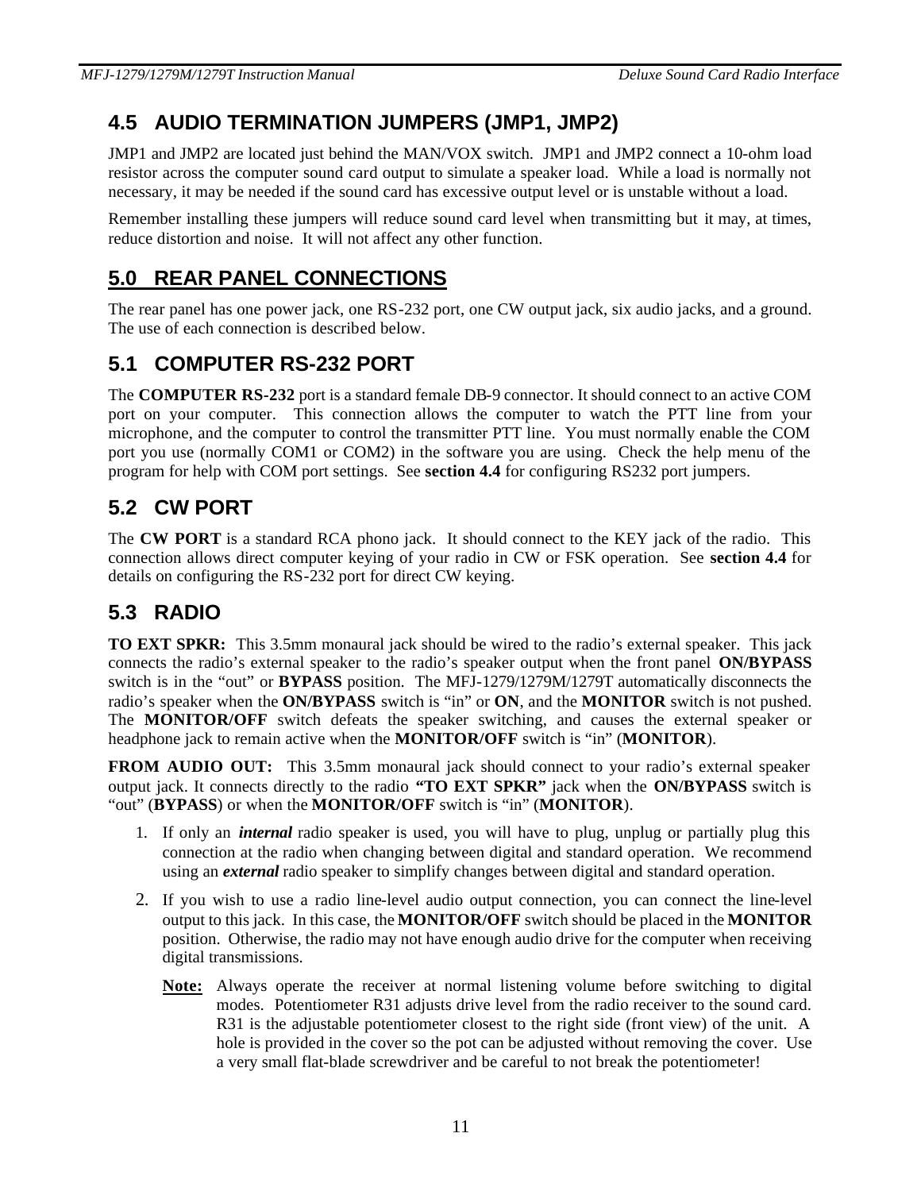## 4.5 AUDIO TERMINATION JUMPERS (JMP1, JMP2)

JMP1 and JMP2 are located just behind the MAN/VOX switch. JMP1 and JMP2 connect a 10-ohm load resistor across the computer sound card output to simulate a speaker load. While a load is normally not necessary, it may be needed if the sound card has excessive output level or is unstable without a load.

Remember installing these jumpers will reduce sound card level when transmitting but it may, at times, reduce distortion and noise. It will not affect any other function.

# 5.0 REAR PANEL CONNECTIONS

The rear panel has one power jack, one RS-232 port, one CW output jack, six audio jacks, and a ground. The use of each connection is described below.

## 5.1 COMPUTER RS-232 PORT

The **COMPUTER RS-232** port is a standard female DB-9 connector. It should connect to an active COM port on your computer. This connection allows the computer to watch the PTT line from your microphone, and the computer to control the transmitter PTT line. You must normally enable the COM port you use (normally COM1 or COM2) in the software you are using. Check the help menu of the program for help with COM port settings. See **section 4.4** for configuring RS232 port jumpers.

## 5.2 CW PORT

The **CW PORT** is a standard RCA phono jack. It should connect to the KEY jack of the radio. This connection allows direct computer keying of your radio in CW or FSK operation. See **section 4.4** for details on configuring the RS-232 port for direct CW keying.

## 5.3 RADIO

**TO EXT SPKR:** This 3.5mm monaural jack should be wired to the radio's external speaker. This jack connects the radio's external speaker to the radio's speaker output when the front panel **ON/BYPASS** switch is in the "out" or **BYPASS** position. The MFJ-1279/1279M/1279T automatically disconnects the radio's speaker when the **ON/BYPASS** switch is "in" or **ON**, and the **MONITOR** switch is not pushed. The **MONITOR/OFF** switch defeats the speaker switching, and causes the external speaker or headphone jack to remain active when the **MONITOR/OFF** switch is "in" (**MONITOR**).

**FROM AUDIO OUT:** This 3.5mm monaural jack should connect to your radio's external speaker output jack. It connects directly to the radio **"TO EXT SPKR"** jack when the **ON/BYPASS** switch is "out" (**BYPASS**) or when the **MONITOR/OFF** switch is "in" (**MONITOR**).

1. If only an ***internal*** radio speaker is used, you will have to plug, unplug or partially plug this connection at the radio when changing between digital and standard operation. We recommend using an ***external*** radio speaker to simplify changes between digital and standard operation.
2. If you wish to use a radio line-level audio output connection, you can connect the line-level output to this jack. In this case, the **MONITOR/OFF** switch should be placed in the **MONITOR** position. Otherwise, the radio may not have enough audio drive for the computer when receiving digital transmissions.

   **Note:** Always operate the receiver at normal listening volume before switching to digital modes. Potentiometer R31 adjusts drive level from the radio receiver to the sound card. R31 is the adjustable potentiometer closest to the right side (front view) of the unit. A hole is provided in the cover so the pot can be adjusted without removing the cover. Use a very small flat-blade screwdriver and be careful to not break the potentiometer!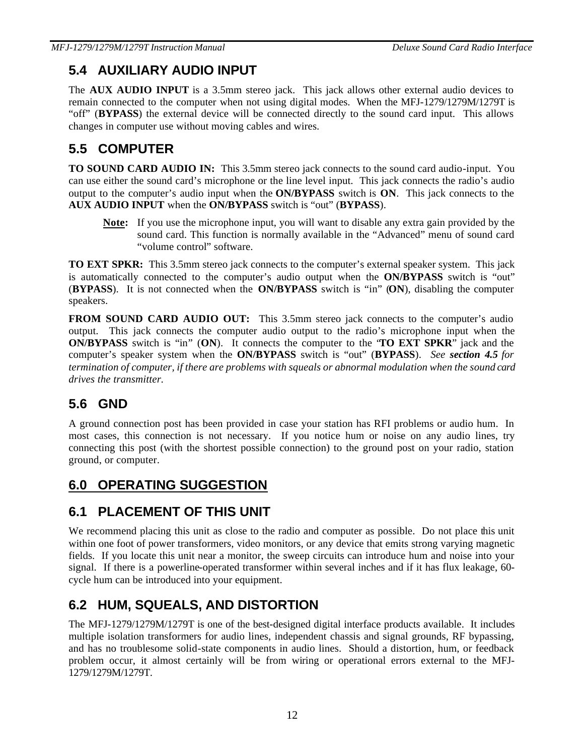## 5.4 AUXILIARY AUDIO INPUT

The **AUX AUDIO INPUT** is a 3.5mm stereo jack. This jack allows other external audio devices to remain connected to the computer when not using digital modes. When the MFJ-1279/1279M/1279T is "off" (**BYPASS**) the external device will be connected directly to the sound card input. This allows changes in computer use without moving cables and wires.

## 5.5 COMPUTER

**TO SOUND CARD AUDIO IN:** This 3.5mm stereo jack connects to the sound card audio-input. You can use either the sound card's microphone or the line level input. This jack connects the radio's audio output to the computer's audio input when the **ON/BYPASS** switch is **ON**. This jack connects to the **AUX AUDIO INPUT** when the **ON/BYPASS** switch is "out" (**BYPASS**).

> **Note:** If you use the microphone input, you will want to disable any extra gain provided by the sound card. This function is normally available in the "Advanced" menu of sound card "volume control" software.

**TO EXT SPKR:** This 3.5mm stereo jack connects to the computer's external speaker system. This jack is automatically connected to the computer's audio output when the **ON/BYPASS** switch is "out" (**BYPASS**). It is not connected when the **ON/BYPASS** switch is "in" (**ON**), disabling the computer speakers.

**FROM SOUND CARD AUDIO OUT:** This 3.5mm stereo jack connects to the computer's audio output. This jack connects the computer audio output to the radio's microphone input when the **ON/BYPASS** switch is "in" (**ON**). It connects the computer to the "**TO EXT SPKR**" jack and the computer's speaker system when the **ON/BYPASS** switch is "out" (**BYPASS**). *See **section 4.5** for termination of computer, if there are problems with squeals or abnormal modulation when the sound card drives the transmitter.*

## 5.6 GND

A ground connection post has been provided in case your station has RFI problems or audio hum. In most cases, this connection is not necessary. If you notice hum or noise on any audio lines, try connecting this post (with the shortest possible connection) to the ground post on your radio, station ground, or computer.

# 6.0 OPERATING SUGGESTION

## 6.1 PLACEMENT OF THIS UNIT

We recommend placing this unit as close to the radio and computer as possible. Do not place this unit within one foot of power transformers, video monitors, or any device that emits strong varying magnetic fields. If you locate this unit near a monitor, the sweep circuits can introduce hum and noise into your signal. If there is a powerline-operated transformer within several inches and if it has flux leakage, 60-cycle hum can be introduced into your equipment.

## 6.2 HUM, SQUEALS, AND DISTORTION

The MFJ-1279/1279M/1279T is one of the best-designed digital interface products available. It includes multiple isolation transformers for audio lines, independent chassis and signal grounds, RF bypassing, and has no troublesome solid-state components in audio lines. Should a distortion, hum, or feedback problem occur, it almost certainly will be from wiring or operational errors external to the MFJ-1279/1279M/1279T.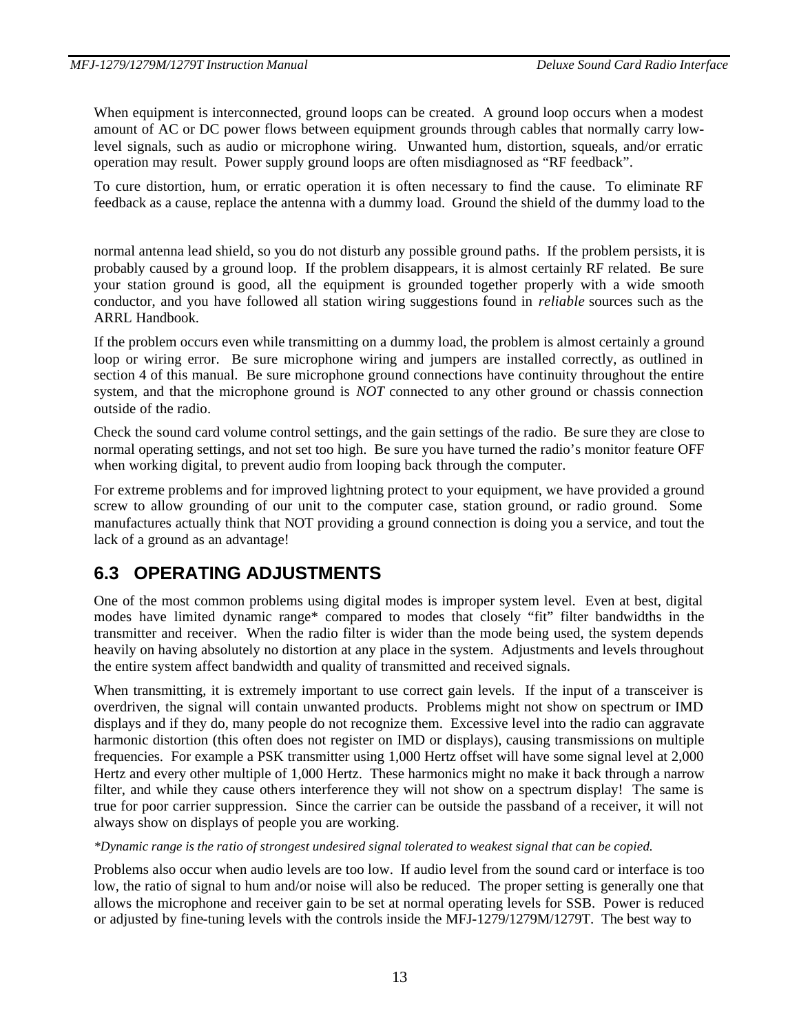When equipment is interconnected, ground loops can be created. A ground loop occurs when a modest amount of AC or DC power flows between equipment grounds through cables that normally carry low-level signals, such as audio or microphone wiring. Unwanted hum, distortion, squeals, and/or erratic operation may result. Power supply ground loops are often misdiagnosed as "RF feedback".

To cure distortion, hum, or erratic operation it is often necessary to find the cause. To eliminate RF feedback as a cause, replace the antenna with a dummy load. Ground the shield of the dummy load to the normal antenna lead shield, so you do not disturb any possible ground paths. If the problem persists, it is probably caused by a ground loop. If the problem disappears, it is almost certainly RF related. Be sure your station ground is good, all the equipment is grounded together properly with a wide smooth conductor, and you have followed all station wiring suggestions found in *reliable* sources such as the ARRL Handbook.

If the problem occurs even while transmitting on a dummy load, the problem is almost certainly a ground loop or wiring error. Be sure microphone wiring and jumpers are installed correctly, as outlined in section 4 of this manual. Be sure microphone ground connections have continuity throughout the entire system, and that the microphone ground is *NOT* connected to any other ground or chassis connection outside of the radio.

Check the sound card volume control settings, and the gain settings of the radio. Be sure they are close to normal operating settings, and not set too high. Be sure you have turned the radio's monitor feature OFF when working digital, to prevent audio from looping back through the computer.

For extreme problems and for improved lightning protect to your equipment, we have provided a ground screw to allow grounding of our unit to the computer case, station ground, or radio ground. Some manufactures actually think that NOT providing a ground connection is doing you a service, and tout the lack of a ground as an advantage!

## 6.3 OPERATING ADJUSTMENTS

One of the most common problems using digital modes is improper system level. Even at best, digital modes have limited dynamic range* compared to modes that closely "fit" filter bandwidths in the transmitter and receiver. When the radio filter is wider than the mode being used, the system depends heavily on having absolutely no distortion at any place in the system. Adjustments and levels throughout the entire system affect bandwidth and quality of transmitted and received signals.

When transmitting, it is extremely important to use correct gain levels. If the input of a transceiver is overdriven, the signal will contain unwanted products. Problems might not show on spectrum or IMD displays and if they do, many people do not recognize them. Excessive level into the radio can aggravate harmonic distortion (this often does not register on IMD or displays), causing transmissions on multiple frequencies. For example a PSK transmitter using 1,000 Hertz offset will have some signal level at 2,000 Hertz and every other multiple of 1,000 Hertz. These harmonics might no make it back through a narrow filter, and while they cause others interference they will not show on a spectrum display! The same is true for poor carrier suppression. Since the carrier can be outside the passband of a receiver, it will not always show on displays of people you are working.

*\*Dynamic range is the ratio of strongest undesired signal tolerated to weakest signal that can be copied.*

Problems also occur when audio levels are too low. If audio level from the sound card or interface is too low, the ratio of signal to hum and/or noise will also be reduced. The proper setting is generally one that allows the microphone and receiver gain to be set at normal operating levels for SSB. Power is reduced or adjusted by fine-tuning levels with the controls inside the MFJ-1279/1279M/1279T. The best way to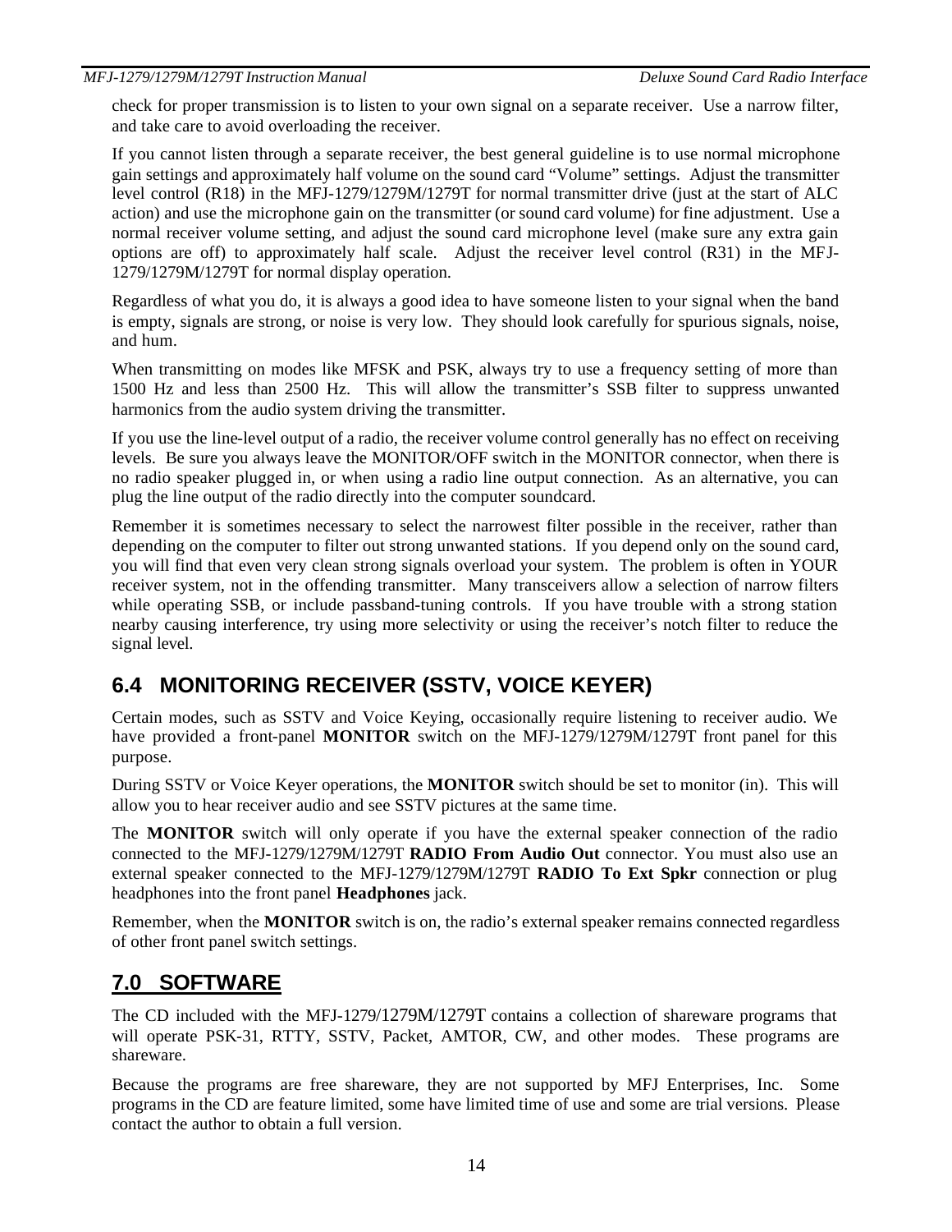check for proper transmission is to listen to your own signal on a separate receiver. Use a narrow filter, and take care to avoid overloading the receiver.

If you cannot listen through a separate receiver, the best general guideline is to use normal microphone gain settings and approximately half volume on the sound card "Volume" settings. Adjust the transmitter level control (R18) in the MFJ-1279/1279M/1279T for normal transmitter drive (just at the start of ALC action) and use the microphone gain on the transmitter (or sound card volume) for fine adjustment. Use a normal receiver volume setting, and adjust the sound card microphone level (make sure any extra gain options are off) to approximately half scale. Adjust the receiver level control (R31) in the MFJ-1279/1279M/1279T for normal display operation.

Regardless of what you do, it is always a good idea to have someone listen to your signal when the band is empty, signals are strong, or noise is very low. They should look carefully for spurious signals, noise, and hum.

When transmitting on modes like MFSK and PSK, always try to use a frequency setting of more than 1500 Hz and less than 2500 Hz. This will allow the transmitter's SSB filter to suppress unwanted harmonics from the audio system driving the transmitter.

If you use the line-level output of a radio, the receiver volume control generally has no effect on receiving levels. Be sure you always leave the MONITOR/OFF switch in the MONITOR connector, when there is no radio speaker plugged in, or when using a radio line output connection. As an alternative, you can plug the line output of the radio directly into the computer soundcard.

Remember it is sometimes necessary to select the narrowest filter possible in the receiver, rather than depending on the computer to filter out strong unwanted stations. If you depend only on the sound card, you will find that even very clean strong signals overload your system. The problem is often in YOUR receiver system, not in the offending transmitter. Many transceivers allow a selection of narrow filters while operating SSB, or include passband-tuning controls. If you have trouble with a strong station nearby causing interference, try using more selectivity or using the receiver's notch filter to reduce the signal level.

## 6.4 MONITORING RECEIVER (SSTV, VOICE KEYER)

Certain modes, such as SSTV and Voice Keying, occasionally require listening to receiver audio. We have provided a front-panel **MONITOR** switch on the MFJ-1279/1279M/1279T front panel for this purpose.

During SSTV or Voice Keyer operations, the **MONITOR** switch should be set to monitor (in). This will allow you to hear receiver audio and see SSTV pictures at the same time.

The **MONITOR** switch will only operate if you have the external speaker connection of the radio connected to the MFJ-1279/1279M/1279T **RADIO From Audio Out** connector. You must also use an external speaker connected to the MFJ-1279/1279M/1279T **RADIO To Ext Spkr** connection or plug headphones into the front panel **Headphones** jack.

Remember, when the **MONITOR** switch is on, the radio's external speaker remains connected regardless of other front panel switch settings.

# 7.0 SOFTWARE

The CD included with the MFJ-1279/1279M/1279T contains a collection of shareware programs that will operate PSK-31, RTTY, SSTV, Packet, AMTOR, CW, and other modes. These programs are shareware.

Because the programs are free shareware, they are not supported by MFJ Enterprises, Inc. Some programs in the CD are feature limited, some have limited time of use and some are trial versions. Please contact the author to obtain a full version.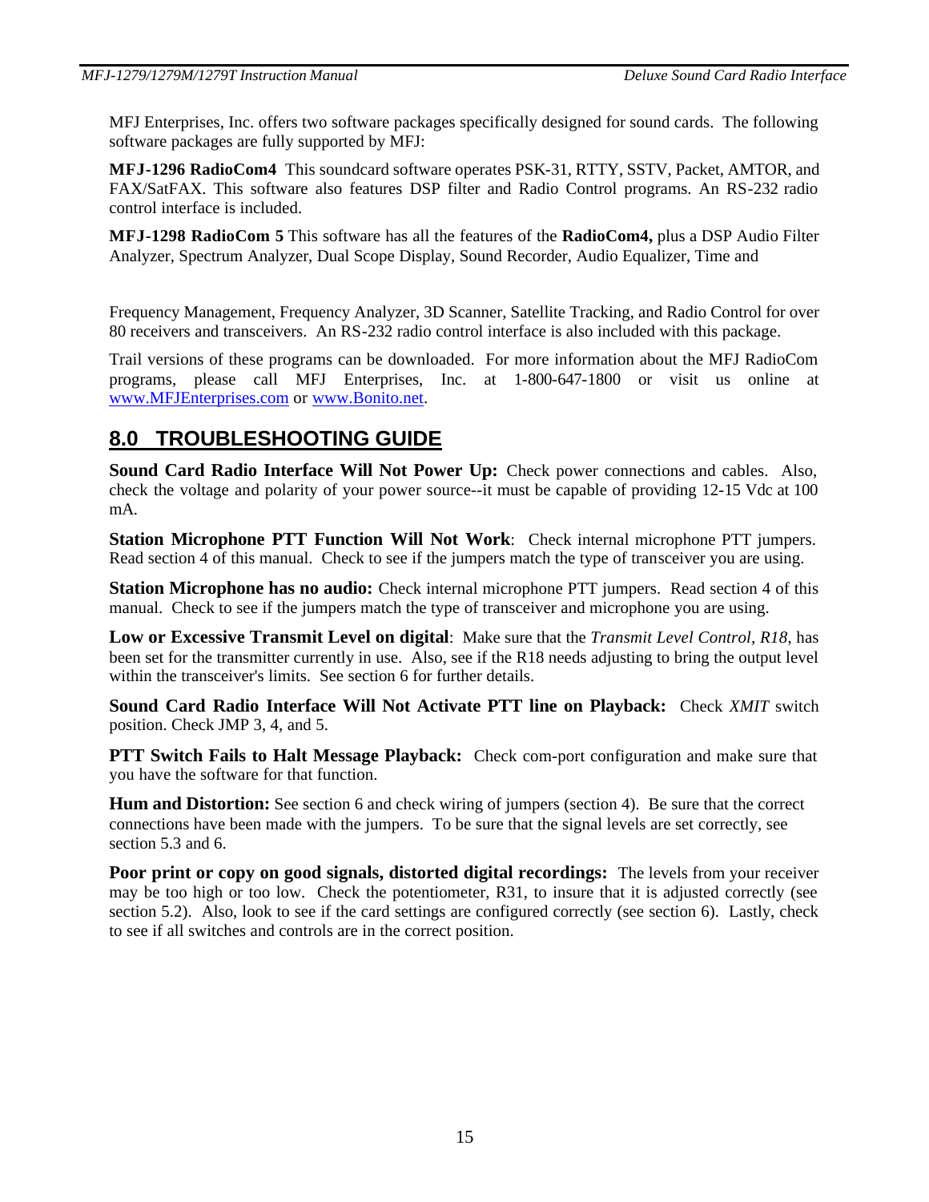MFJ Enterprises, Inc. offers two software packages specifically designed for sound cards. The following software packages are fully supported by MFJ:

**MFJ-1296 RadioCom4** This soundcard software operates PSK-31, RTTY, SSTV, Packet, AMTOR, and FAX/SatFAX. This software also features DSP filter and Radio Control programs. An RS-232 radio control interface is included.

**MFJ-1298 RadioCom 5** This software has all the features of the **RadioCom4,** plus a DSP Audio Filter Analyzer, Spectrum Analyzer, Dual Scope Display, Sound Recorder, Audio Equalizer, Time and

Frequency Management, Frequency Analyzer, 3D Scanner, Satellite Tracking, and Radio Control for over 80 receivers and transceivers. An RS-232 radio control interface is also included with this package.

Trail versions of these programs can be downloaded. For more information about the MFJ RadioCom programs, please call MFJ Enterprises, Inc. at 1-800-647-1800 or visit us online at www.MFJEnterprises.com or www.Bonito.net.

## 8.0 TROUBLESHOOTING GUIDE

**Sound Card Radio Interface Will Not Power Up:** Check power connections and cables. Also, check the voltage and polarity of your power source--it must be capable of providing 12-15 Vdc at 100 mA.

**Station Microphone PTT Function Will Not Work**: Check internal microphone PTT jumpers. Read section 4 of this manual. Check to see if the jumpers match the type of transceiver you are using.

**Station Microphone has no audio:** Check internal microphone PTT jumpers. Read section 4 of this manual. Check to see if the jumpers match the type of transceiver and microphone you are using.

**Low or Excessive Transmit Level on digital**: Make sure that the *Transmit Level Control, R18*, has been set for the transmitter currently in use. Also, see if the R18 needs adjusting to bring the output level within the transceiver's limits. See section 6 for further details.

**Sound Card Radio Interface Will Not Activate PTT line on Playback:** Check *XMIT* switch position. Check JMP 3, 4, and 5.

**PTT Switch Fails to Halt Message Playback:** Check com-port configuration and make sure that you have the software for that function.

**Hum and Distortion:** See section 6 and check wiring of jumpers (section 4). Be sure that the correct connections have been made with the jumpers. To be sure that the signal levels are set correctly, see section 5.3 and 6.

**Poor print or copy on good signals, distorted digital recordings:** The levels from your receiver may be too high or too low. Check the potentiometer, R31, to insure that it is adjusted correctly (see section 5.2). Also, look to see if the card settings are configured correctly (see section 6). Lastly, check to see if all switches and controls are in the correct position.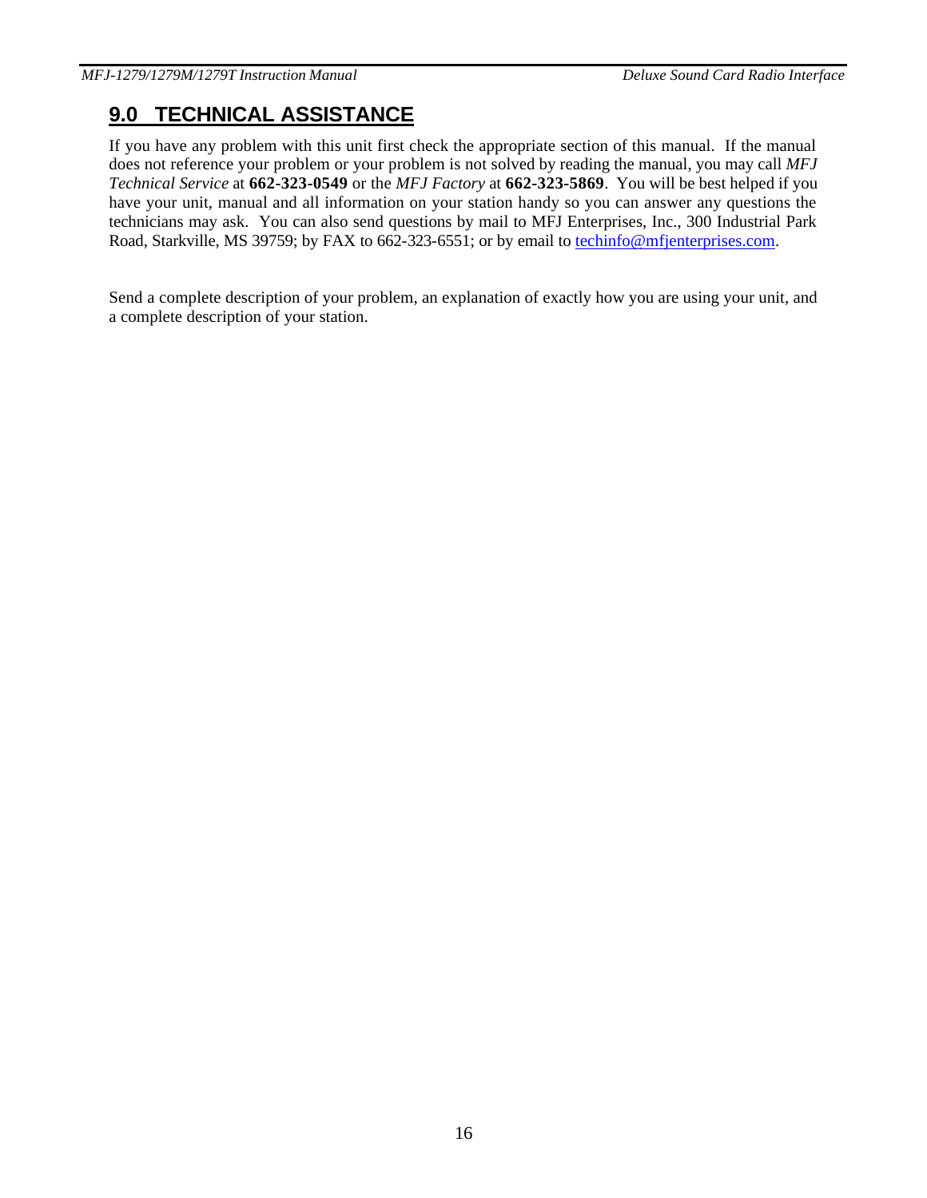## 9.0 TECHNICAL ASSISTANCE

If you have any problem with this unit first check the appropriate section of this manual. If the manual does not reference your problem or your problem is not solved by reading the manual, you may call *MFJ Technical Service* at **662-323-0549** or the *MFJ Factory* at **662-323-5869**. You will be best helped if you have your unit, manual and all information on your station handy so you can answer any questions the technicians may ask. You can also send questions by mail to MFJ Enterprises, Inc., 300 Industrial Park Road, Starkville, MS 39759; by FAX to 662-323-6551; or by email to techinfo@mfjenterprises.com.

Send a complete description of your problem, an explanation of exactly how you are using your unit, and a complete description of your station.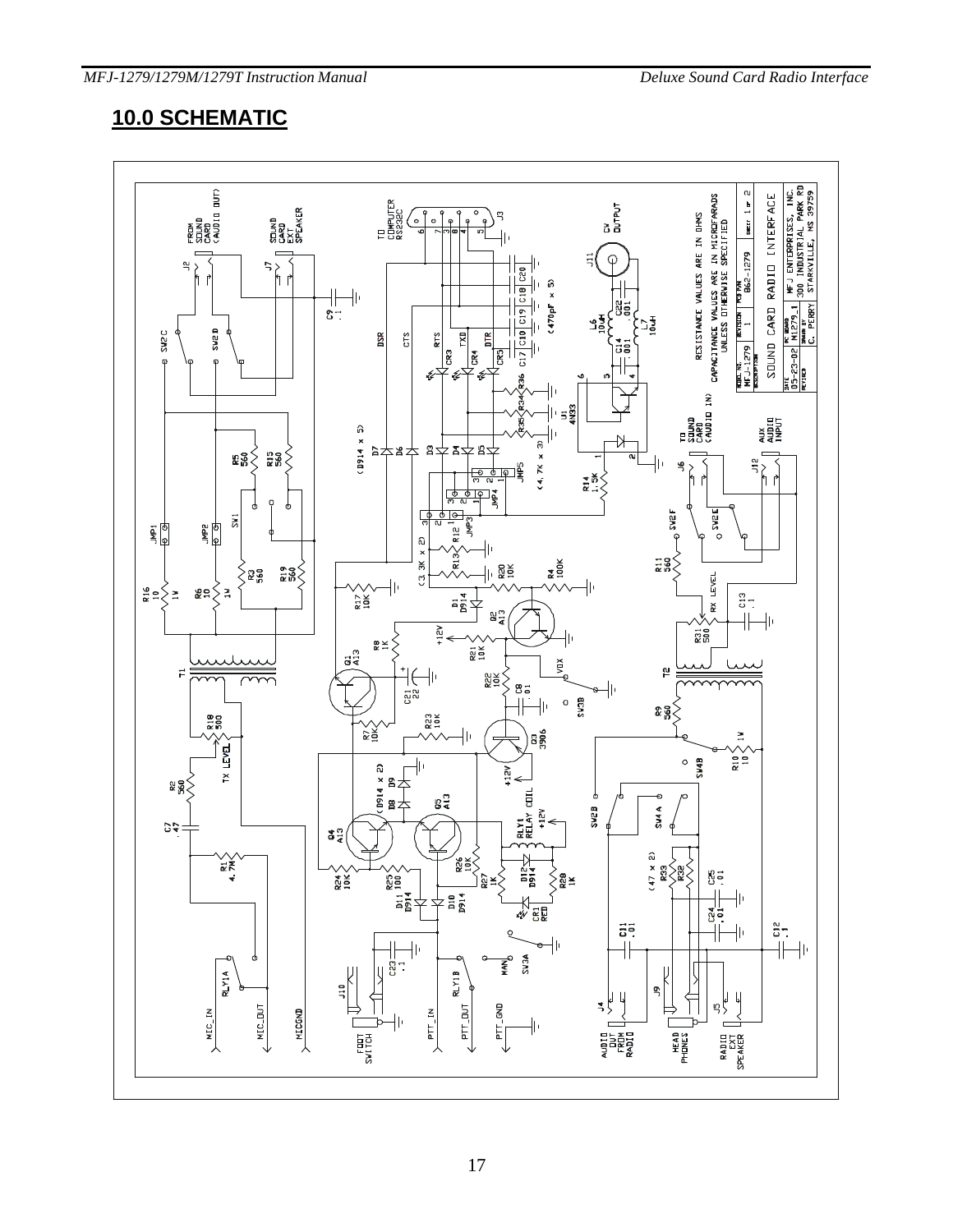## 10.0 SCHEMATIC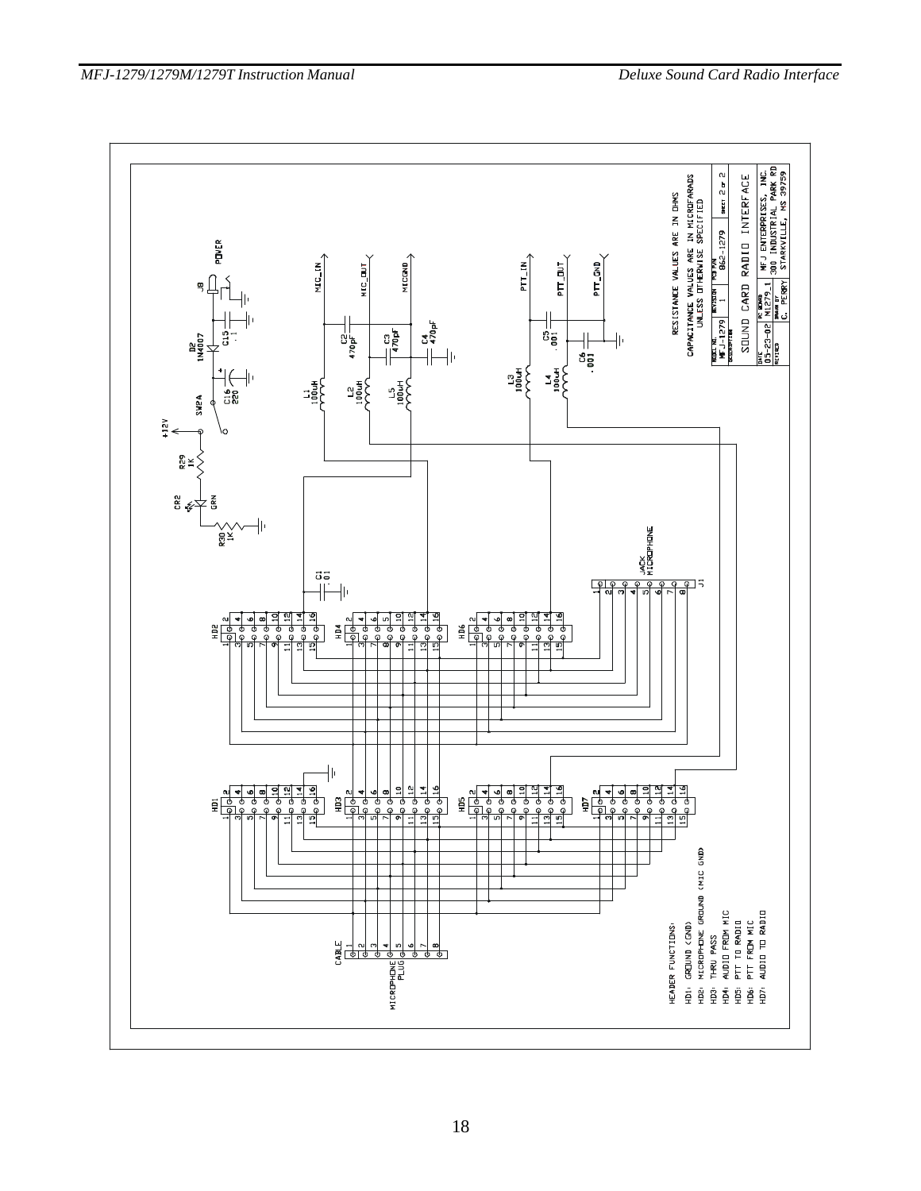RESISTANCE VALUES ARE IN OHMS
CAPACITANCE VALUES ARE IN MICROFARADS
UNLESS OTHERWISE SPECIFIED

MODEL NO. MFJ-1279
REVISION 1
PCB P/N 862-1279
SHEET 2 OF 2

SOUND CARD RADIO INTERFACE

DATE 03-23-02
PC BOARD M1279_1
DRAWN BY C. PERRY
MFJ ENTERPRISES, INC.
300 INDUSTRIAL PARK RD
STARKVILLE, MS 39759

POWER
J8
C15 .1
D2 1N4007
C16 220
SW2A
+12V
R29 1K
CR2 GRN
R30 1K

MIC_IN
MIC_OUT
MICGND
PTT_IN
PTT_OUT
PTT_GND

C2 470pF
C3 470pF
C4 470pF
L1 100uH
L2 100uH
L5 100uH
L3 100uH
L4 100uH
C5 .001
C6 .001
C1 .01

HD2
HD4
HD6
JACK MICROPHONE
J1

HD1
HD3
HD5
HD7
CABLE
MICROPHONE PLUG

HEADER FUNCTIONS:
HD1: GROUND (GND)
HD2: MICROPHONE GROUND (MIC GND)
HD3: THRU PASS
HD4: AUDIO FROM MIC
HD5: PTT TO RADIO
HD6: PTT FROM MIC
HD7: AUDIO TO RADIO